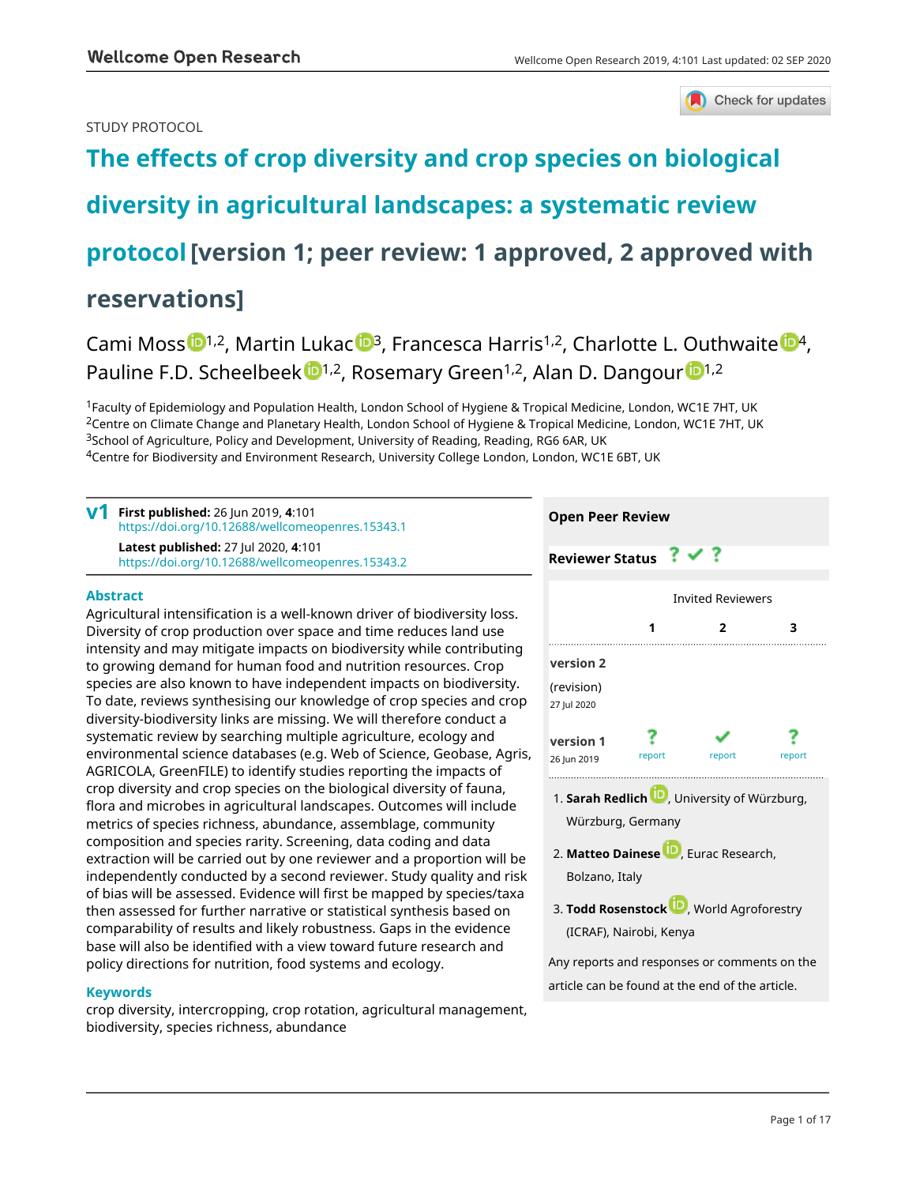STUDY PROTOCOL

# The effects of crop diversity and crop species on biological diversity in agricultural landscapes: a systematic review protocol [version 1; peer review: 1 approved, 2 approved with reservations]

Cami Moss[1,2], Martin Lukac[3], Francesca Harris[1,2], Charlotte L. Outhwaite[4], Pauline F.D. Scheelbeek[1,2], Rosemary Green[1,2], Alan D. Dangour[1,2]

[1]Faculty of Epidemiology and Population Health, London School of Hygiene & Tropical Medicine, London, WC1E 7HT, UK
[2]Centre on Climate Change and Planetary Health, London School of Hygiene & Tropical Medicine, London, WC1E 7HT, UK
[3]School of Agriculture, Policy and Development, University of Reading, Reading, RG6 6AR, UK
[4]Centre for Biodiversity and Environment Research, University College London, London, WC1E 6BT, UK

**v1** **First published:** 26 Jun 2019, **4**:101
https://doi.org/10.12688/wellcomeopenres.15343.1

**Latest published:** 27 Jul 2020, **4**:101
https://doi.org/10.12688/wellcomeopenres.15343.2

## Abstract

Agricultural intensification is a well-known driver of biodiversity loss. Diversity of crop production over space and time reduces land use intensity and may mitigate impacts on biodiversity while contributing to growing demand for human food and nutrition resources. Crop species are also known to have independent impacts on biodiversity. To date, reviews synthesising our knowledge of crop species and crop diversity-biodiversity links are missing. We will therefore conduct a systematic review by searching multiple agriculture, ecology and environmental science databases (e.g. Web of Science, Geobase, Agris, AGRICOLA, GreenFILE) to identify studies reporting the impacts of crop diversity and crop species on the biological diversity of fauna, flora and microbes in agricultural landscapes. Outcomes will include metrics of species richness, abundance, assemblage, community composition and species rarity. Screening, data coding and data extraction will be carried out by one reviewer and a proportion will be independently conducted by a second reviewer. Study quality and risk of bias will be assessed. Evidence will first be mapped by species/taxa then assessed for further narrative or statistical synthesis based on comparability of results and likely robustness. Gaps in the evidence base will also be identified with a view toward future research and policy directions for nutrition, food systems and ecology.

## Keywords

crop diversity, intercropping, crop rotation, agricultural management, biodiversity, species richness, abundance

**Open Peer Review**

**Reviewer Status** ? ✔ ?

| | Invited Reviewers | | |
|---|---|---|---|
| | 1 | 2 | 3 |
| **version 2** (revision) 27 Jul 2020 | | | |
| **version 1** 26 Jun 2019 | ? report | ✔ report | ? report |

1. **Sarah Redlich**, University of Würzburg, Würzburg, Germany

2. **Matteo Dainese**, Eurac Research, Bolzano, Italy

3. **Todd Rosenstock**, World Agroforestry (ICRAF), Nairobi, Kenya

Any reports and responses or comments on the article can be found at the end of the article.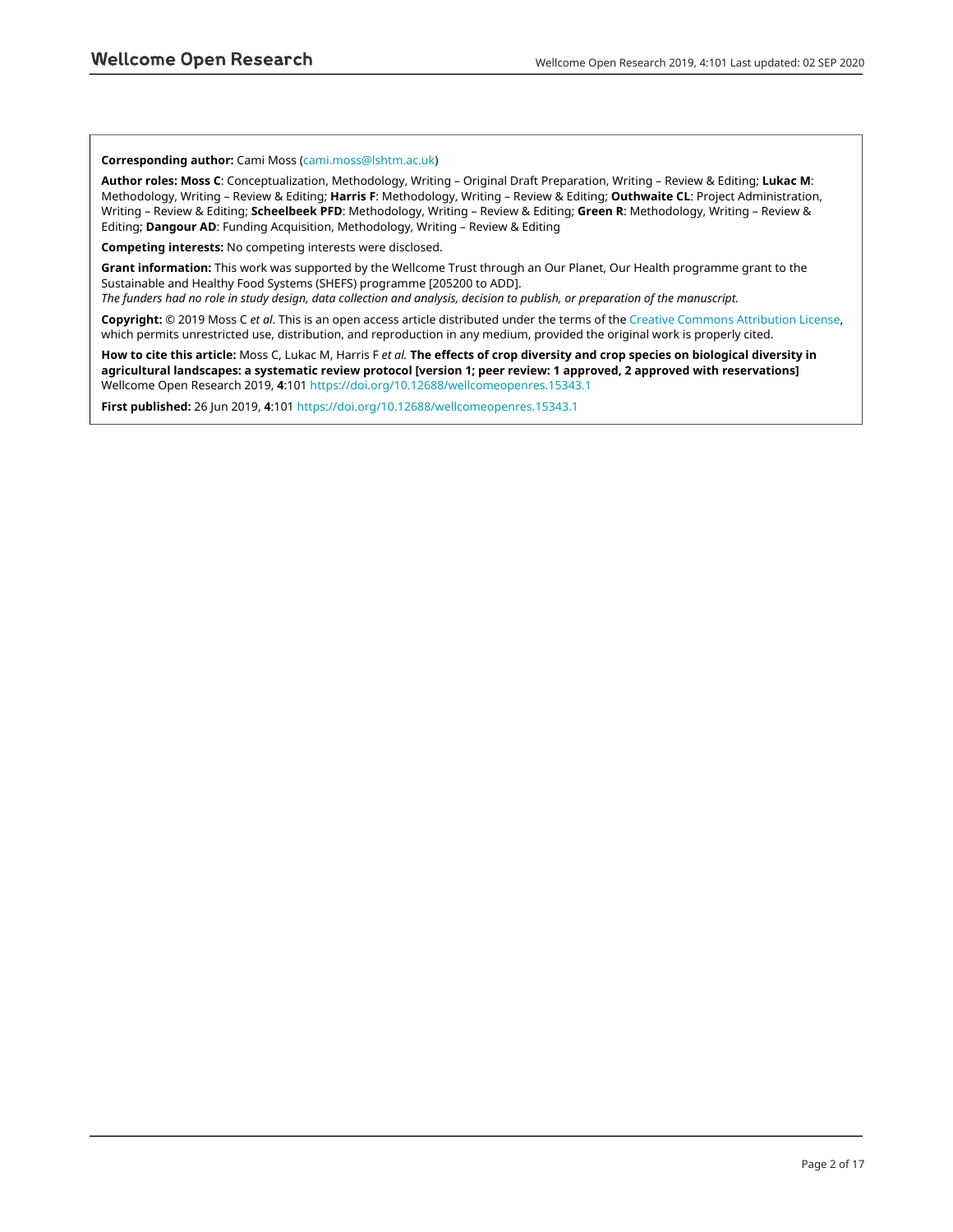**Corresponding author:** Cami Moss (cami.moss@lshtm.ac.uk)

**Author roles: Moss C**: Conceptualization, Methodology, Writing – Original Draft Preparation, Writing – Review & Editing; **Lukac M**: Methodology, Writing – Review & Editing; **Harris F**: Methodology, Writing – Review & Editing; **Outhwaite CL**: Project Administration, Writing – Review & Editing; **Scheelbeek PFD**: Methodology, Writing – Review & Editing; **Green R**: Methodology, Writing – Review & Editing; **Dangour AD**: Funding Acquisition, Methodology, Writing – Review & Editing

**Competing interests:** No competing interests were disclosed.

**Grant information:** This work was supported by the Wellcome Trust through an Our Planet, Our Health programme grant to the Sustainable and Healthy Food Systems (SHEFS) programme [205200 to ADD].
*The funders had no role in study design, data collection and analysis, decision to publish, or preparation of the manuscript.*

**Copyright:** © 2019 Moss C *et al*. This is an open access article distributed under the terms of the Creative Commons Attribution License, which permits unrestricted use, distribution, and reproduction in any medium, provided the original work is properly cited.

**How to cite this article:** Moss C, Lukac M, Harris F *et al.* **The effects of crop diversity and crop species on biological diversity in agricultural landscapes: a systematic review protocol [version 1; peer review: 1 approved, 2 approved with reservations]** Wellcome Open Research 2019, **4**:101 https://doi.org/10.12688/wellcomeopenres.15343.1

**First published:** 26 Jun 2019, **4**:101 https://doi.org/10.12688/wellcomeopenres.15343.1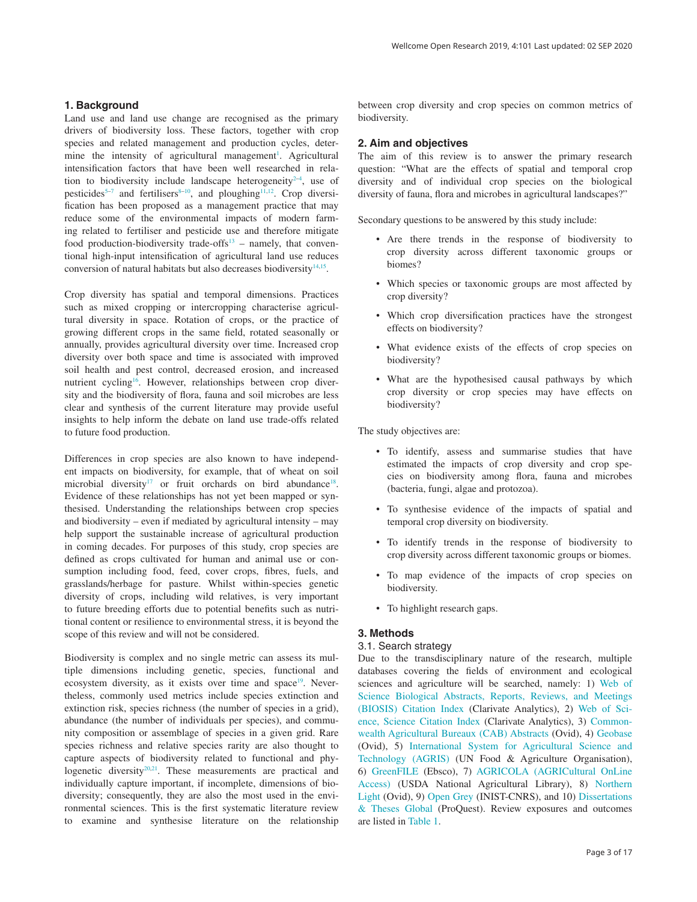## 1. Background

Land use and land use change are recognised as the primary drivers of biodiversity loss. These factors, together with crop species and related management and production cycles, determine the intensity of agricultural management[1]. Agricultural intensification factors that have been well researched in relation to biodiversity include landscape heterogeneity[2–4], use of pesticides[5–7] and fertilisers[8–10], and ploughing[11,12]. Crop diversification has been proposed as a management practice that may reduce some of the environmental impacts of modern farming related to fertiliser and pesticide use and therefore mitigate food production-biodiversity trade-offs[13] – namely, that conventional high-input intensification of agricultural land use reduces conversion of natural habitats but also decreases biodiversity[14,15].

Crop diversity has spatial and temporal dimensions. Practices such as mixed cropping or intercropping characterise agricultural diversity in space. Rotation of crops, or the practice of growing different crops in the same field, rotated seasonally or annually, provides agricultural diversity over time. Increased crop diversity over both space and time is associated with improved soil health and pest control, decreased erosion, and increased nutrient cycling[16]. However, relationships between crop diversity and the biodiversity of flora, fauna and soil microbes are less clear and synthesis of the current literature may provide useful insights to help inform the debate on land use trade-offs related to future food production.

Differences in crop species are also known to have independent impacts on biodiversity, for example, that of wheat on soil microbial diversity[17] or fruit orchards on bird abundance[18]. Evidence of these relationships has not yet been mapped or synthesised. Understanding the relationships between crop species and biodiversity – even if mediated by agricultural intensity – may help support the sustainable increase of agricultural production in coming decades. For purposes of this study, crop species are defined as crops cultivated for human and animal use or consumption including food, feed, cover crops, fibres, fuels, and grasslands/herbage for pasture. Whilst within-species genetic diversity of crops, including wild relatives, is very important to future breeding efforts due to potential benefits such as nutritional content or resilience to environmental stress, it is beyond the scope of this review and will not be considered.

Biodiversity is complex and no single metric can assess its multiple dimensions including genetic, species, functional and ecosystem diversity, as it exists over time and space[19]. Nevertheless, commonly used metrics include species extinction and extinction risk, species richness (the number of species in a grid), abundance (the number of individuals per species), and community composition or assemblage of species in a given grid. Rare species richness and relative species rarity are also thought to capture aspects of biodiversity related to functional and phylogenetic diversity[20,21]. These measurements are practical and individually capture important, if incomplete, dimensions of biodiversity; consequently, they are also the most used in the environmental sciences. This is the first systematic literature review to examine and synthesise literature on the relationship between crop diversity and crop species on common metrics of biodiversity.

## 2. Aim and objectives

The aim of this review is to answer the primary research question: "What are the effects of spatial and temporal crop diversity and of individual crop species on the biological diversity of fauna, flora and microbes in agricultural landscapes?"

Secondary questions to be answered by this study include:

- Are there trends in the response of biodiversity to crop diversity across different taxonomic groups or biomes?
- Which species or taxonomic groups are most affected by crop diversity?
- Which crop diversification practices have the strongest effects on biodiversity?
- What evidence exists of the effects of crop species on biodiversity?
- What are the hypothesised causal pathways by which crop diversity or crop species may have effects on biodiversity?

The study objectives are:

- To identify, assess and summarise studies that have estimated the impacts of crop diversity and crop species on biodiversity among flora, fauna and microbes (bacteria, fungi, algae and protozoa).
- To synthesise evidence of the impacts of spatial and temporal crop diversity on biodiversity.
- To identify trends in the response of biodiversity to crop diversity across different taxonomic groups or biomes.
- To map evidence of the impacts of crop species on biodiversity.
- To highlight research gaps.

## 3. Methods

### 3.1. Search strategy

Due to the transdisciplinary nature of the research, multiple databases covering the fields of environment and ecological sciences and agriculture will be searched, namely: 1) Web of Science Biological Abstracts, Reports, Reviews, and Meetings (BIOSIS) Citation Index (Clarivate Analytics), 2) Web of Science, Science Citation Index (Clarivate Analytics), 3) Commonwealth Agricultural Bureaux (CAB) Abstracts (Ovid), 4) Geobase (Ovid), 5) International System for Agricultural Science and Technology (AGRIS) (UN Food & Agriculture Organisation), 6) GreenFILE (Ebsco), 7) AGRICOLA (AGRICultural OnLine Access) (USDA National Agricultural Library), 8) Northern Light (Ovid), 9) Open Grey (INIST-CNRS), and 10) Dissertations & Theses Global (ProQuest). Review exposures and outcomes are listed in Table 1.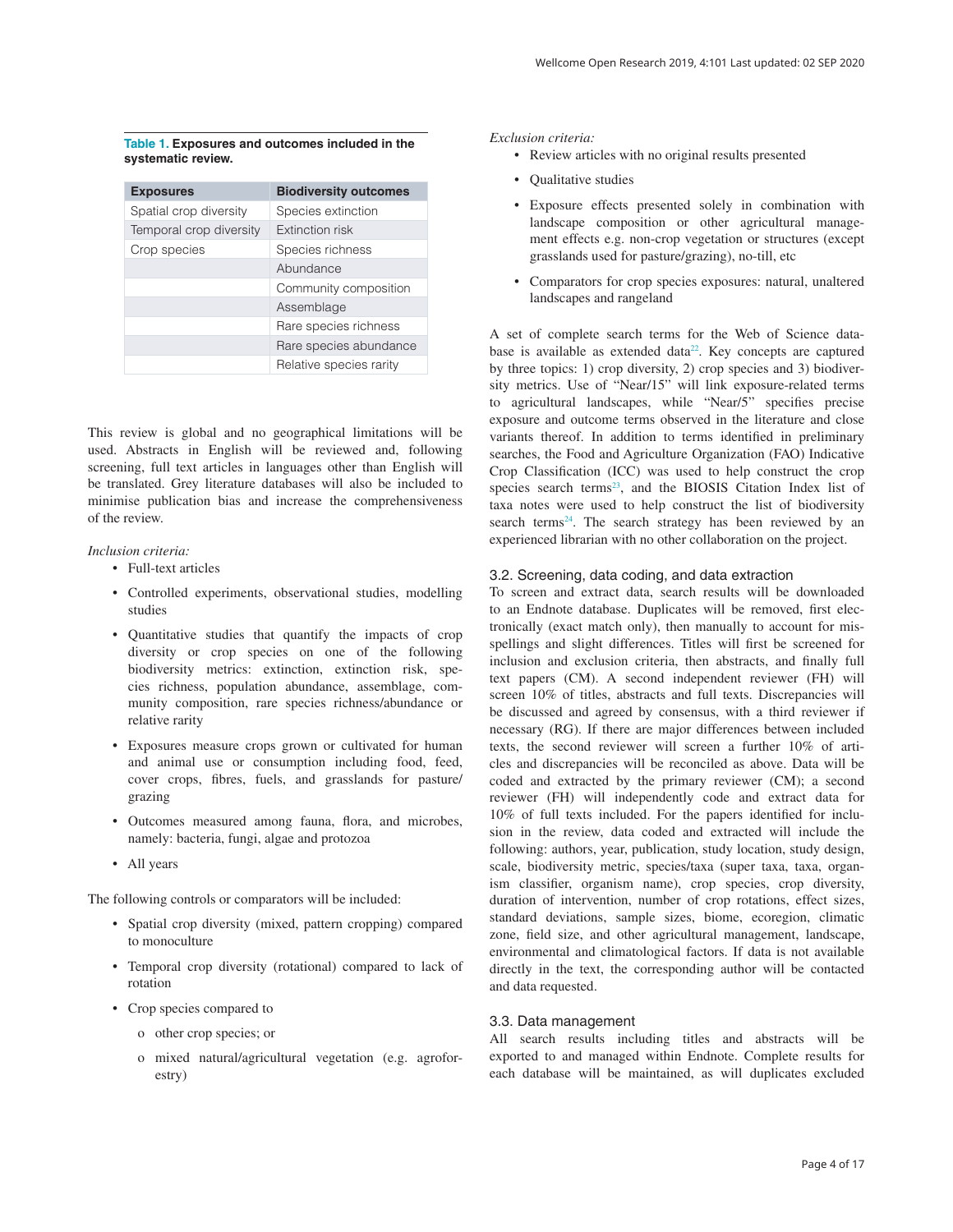**Table 1. Exposures and outcomes included in the systematic review.**

| Exposures | Biodiversity outcomes |
|---|---|
| Spatial crop diversity | Species extinction |
| Temporal crop diversity | Extinction risk |
| Crop species | Species richness |
| | Abundance |
| | Community composition |
| | Assemblage |
| | Rare species richness |
| | Rare species abundance |
| | Relative species rarity |

This review is global and no geographical limitations will be used. Abstracts in English will be reviewed and, following screening, full text articles in languages other than English will be translated. Grey literature databases will also be included to minimise publication bias and increase the comprehensiveness of the review.

*Inclusion criteria:*

- Full-text articles
- Controlled experiments, observational studies, modelling studies
- Quantitative studies that quantify the impacts of crop diversity or crop species on one of the following biodiversity metrics: extinction, extinction risk, species richness, population abundance, assemblage, community composition, rare species richness/abundance or relative rarity
- Exposures measure crops grown or cultivated for human and animal use or consumption including food, feed, cover crops, fibres, fuels, and grasslands for pasture/grazing
- Outcomes measured among fauna, flora, and microbes, namely: bacteria, fungi, algae and protozoa
- All years

The following controls or comparators will be included:

- Spatial crop diversity (mixed, pattern cropping) compared to monoculture
- Temporal crop diversity (rotational) compared to lack of rotation
- Crop species compared to
    - o other crop species; or
    - o mixed natural/agricultural vegetation (e.g. agroforestry)

*Exclusion criteria:*

- Review articles with no original results presented
- Qualitative studies
- Exposure effects presented solely in combination with landscape composition or other agricultural management effects e.g. non-crop vegetation or structures (except grasslands used for pasture/grazing), no-till, etc
- Comparators for crop species exposures: natural, unaltered landscapes and rangeland

A set of complete search terms for the Web of Science database is available as extended data[22]. Key concepts are captured by three topics: 1) crop diversity, 2) crop species and 3) biodiversity metrics. Use of "Near/15" will link exposure-related terms to agricultural landscapes, while "Near/5" specifies precise exposure and outcome terms observed in the literature and close variants thereof. In addition to terms identified in preliminary searches, the Food and Agriculture Organization (FAO) Indicative Crop Classification (ICC) was used to help construct the crop species search terms[23], and the BIOSIS Citation Index list of taxa notes were used to help construct the list of biodiversity search terms[24]. The search strategy has been reviewed by an experienced librarian with no other collaboration on the project.

### 3.2. Screening, data coding, and data extraction

To screen and extract data, search results will be downloaded to an Endnote database. Duplicates will be removed, first electronically (exact match only), then manually to account for misspellings and slight differences. Titles will first be screened for inclusion and exclusion criteria, then abstracts, and finally full text papers (CM). A second independent reviewer (FH) will screen 10% of titles, abstracts and full texts. Discrepancies will be discussed and agreed by consensus, with a third reviewer if necessary (RG). If there are major differences between included texts, the second reviewer will screen a further 10% of articles and discrepancies will be reconciled as above. Data will be coded and extracted by the primary reviewer (CM); a second reviewer (FH) will independently code and extract data for 10% of full texts included. For the papers identified for inclusion in the review, data coded and extracted will include the following: authors, year, publication, study location, study design, scale, biodiversity metric, species/taxa (super taxa, taxa, organism classifier, organism name), crop species, crop diversity, duration of intervention, number of crop rotations, effect sizes, standard deviations, sample sizes, biome, ecoregion, climatic zone, field size, and other agricultural management, landscape, environmental and climatological factors. If data is not available directly in the text, the corresponding author will be contacted and data requested.

### 3.3. Data management

All search results including titles and abstracts will be exported to and managed within Endnote. Complete results for each database will be maintained, as will duplicates excluded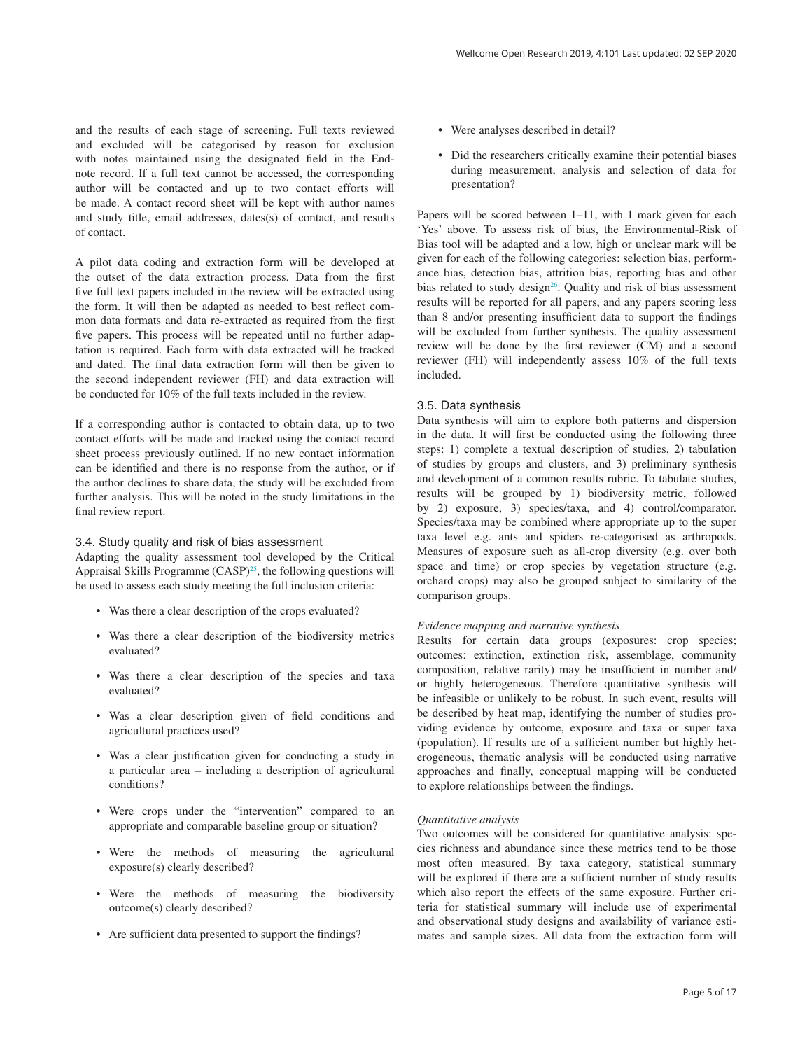and the results of each stage of screening. Full texts reviewed and excluded will be categorised by reason for exclusion with notes maintained using the designated field in the Endnote record. If a full text cannot be accessed, the corresponding author will be contacted and up to two contact efforts will be made. A contact record sheet will be kept with author names and study title, email addresses, dates(s) of contact, and results of contact.

A pilot data coding and extraction form will be developed at the outset of the data extraction process. Data from the first five full text papers included in the review will be extracted using the form. It will then be adapted as needed to best reflect common data formats and data re-extracted as required from the first five papers. This process will be repeated until no further adaptation is required. Each form with data extracted will be tracked and dated. The final data extraction form will then be given to the second independent reviewer (FH) and data extraction will be conducted for 10% of the full texts included in the review.

If a corresponding author is contacted to obtain data, up to two contact efforts will be made and tracked using the contact record sheet process previously outlined. If no new contact information can be identified and there is no response from the author, or if the author declines to share data, the study will be excluded from further analysis. This will be noted in the study limitations in the final review report.

### 3.4. Study quality and risk of bias assessment

Adapting the quality assessment tool developed by the Critical Appraisal Skills Programme (CASP)[25], the following questions will be used to assess each study meeting the full inclusion criteria:

- Was there a clear description of the crops evaluated?
- Was there a clear description of the biodiversity metrics evaluated?
- Was there a clear description of the species and taxa evaluated?
- Was a clear description given of field conditions and agricultural practices used?
- Was a clear justification given for conducting a study in a particular area – including a description of agricultural conditions?
- Were crops under the "intervention" compared to an appropriate and comparable baseline group or situation?
- Were the methods of measuring the agricultural exposure(s) clearly described?
- Were the methods of measuring the biodiversity outcome(s) clearly described?
- Are sufficient data presented to support the findings?
- Were analyses described in detail?
- Did the researchers critically examine their potential biases during measurement, analysis and selection of data for presentation?

Papers will be scored between 1–11, with 1 mark given for each 'Yes' above. To assess risk of bias, the Environmental-Risk of Bias tool will be adapted and a low, high or unclear mark will be given for each of the following categories: selection bias, performance bias, detection bias, attrition bias, reporting bias and other bias related to study design[26]. Quality and risk of bias assessment results will be reported for all papers, and any papers scoring less than 8 and/or presenting insufficient data to support the findings will be excluded from further synthesis. The quality assessment review will be done by the first reviewer (CM) and a second reviewer (FH) will independently assess 10% of the full texts included.

### 3.5. Data synthesis

Data synthesis will aim to explore both patterns and dispersion in the data. It will first be conducted using the following three steps: 1) complete a textual description of studies, 2) tabulation of studies by groups and clusters, and 3) preliminary synthesis and development of a common results rubric. To tabulate studies, results will be grouped by 1) biodiversity metric, followed by 2) exposure, 3) species/taxa, and 4) control/comparator. Species/taxa may be combined where appropriate up to the super taxa level e.g. ants and spiders re-categorised as arthropods. Measures of exposure such as all-crop diversity (e.g. over both space and time) or crop species by vegetation structure (e.g. orchard crops) may also be grouped subject to similarity of the comparison groups.

*Evidence mapping and narrative synthesis*

Results for certain data groups (exposures: crop species; outcomes: extinction, extinction risk, assemblage, community composition, relative rarity) may be insufficient in number and/or highly heterogeneous. Therefore quantitative synthesis will be infeasible or unlikely to be robust. In such event, results will be described by heat map, identifying the number of studies providing evidence by outcome, exposure and taxa or super taxa (population). If results are of a sufficient number but highly heterogeneous, thematic analysis will be conducted using narrative approaches and finally, conceptual mapping will be conducted to explore relationships between the findings.

*Quantitative analysis*

Two outcomes will be considered for quantitative analysis: species richness and abundance since these metrics tend to be those most often measured. By taxa category, statistical summary will be explored if there are a sufficient number of study results which also report the effects of the same exposure. Further criteria for statistical summary will include use of experimental and observational study designs and availability of variance estimates and sample sizes. All data from the extraction form will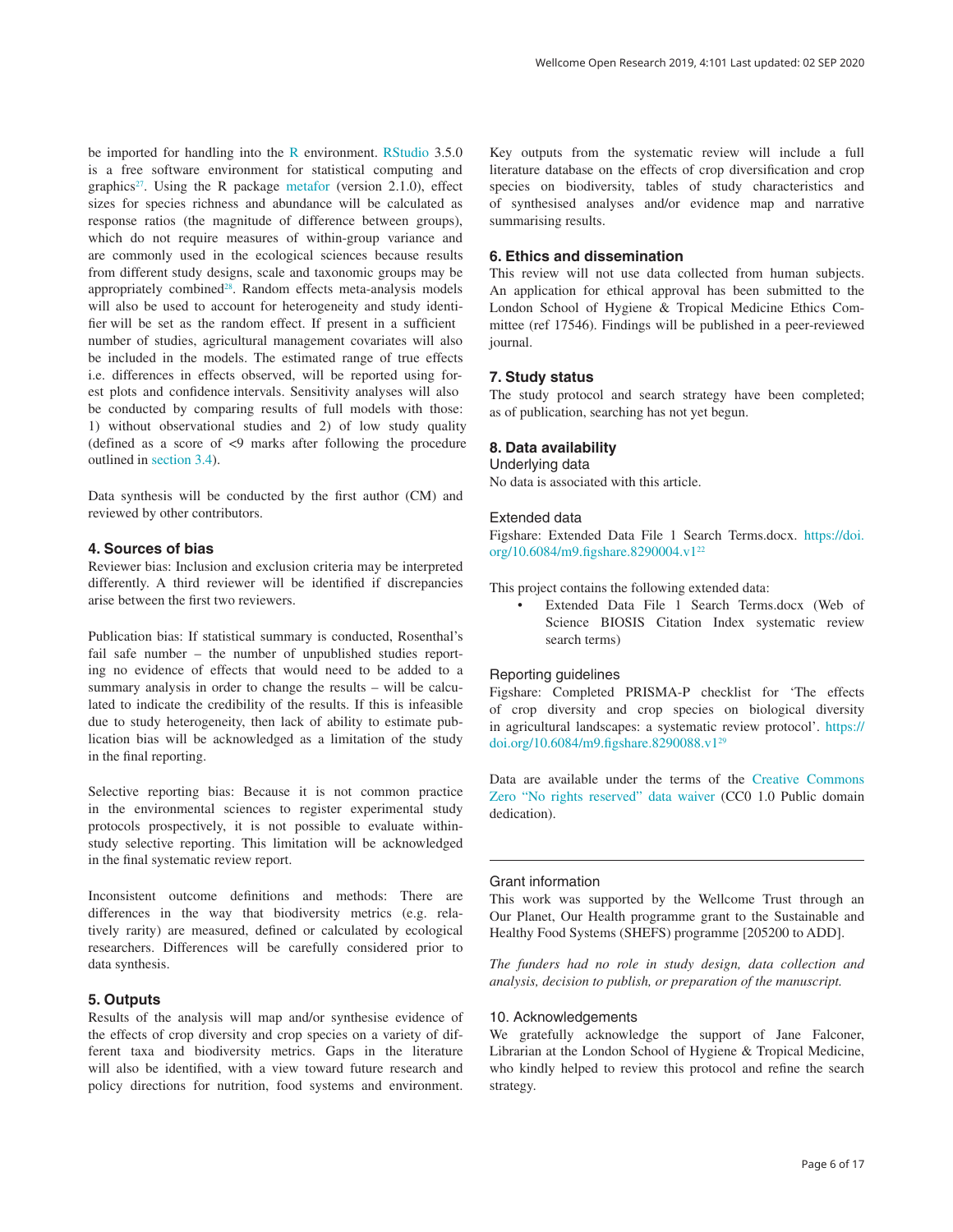be imported for handling into the R environment. RStudio 3.5.0 is a free software environment for statistical computing and graphics[27]. Using the R package metafor (version 2.1.0), effect sizes for species richness and abundance will be calculated as response ratios (the magnitude of difference between groups), which do not require measures of within-group variance and are commonly used in the ecological sciences because results from different study designs, scale and taxonomic groups may be appropriately combined[28]. Random effects meta-analysis models will also be used to account for heterogeneity and study identifier will be set as the random effect. If present in a sufficient number of studies, agricultural management covariates will also be included in the models. The estimated range of true effects i.e. differences in effects observed, will be reported using forest plots and confidence intervals. Sensitivity analyses will also be conducted by comparing results of full models with those: 1) without observational studies and 2) of low study quality (defined as a score of <9 marks after following the procedure outlined in section 3.4).

Data synthesis will be conducted by the first author (CM) and reviewed by other contributors.

## 4. Sources of bias

Reviewer bias: Inclusion and exclusion criteria may be interpreted differently. A third reviewer will be identified if discrepancies arise between the first two reviewers.

Publication bias: If statistical summary is conducted, Rosenthal's fail safe number – the number of unpublished studies reporting no evidence of effects that would need to be added to a summary analysis in order to change the results – will be calculated to indicate the credibility of the results. If this is infeasible due to study heterogeneity, then lack of ability to estimate publication bias will be acknowledged as a limitation of the study in the final reporting.

Selective reporting bias: Because it is not common practice in the environmental sciences to register experimental study protocols prospectively, it is not possible to evaluate within-study selective reporting. This limitation will be acknowledged in the final systematic review report.

Inconsistent outcome definitions and methods: There are differences in the way that biodiversity metrics (e.g. relatively rarity) are measured, defined or calculated by ecological researchers. Differences will be carefully considered prior to data synthesis.

## 5. Outputs

Results of the analysis will map and/or synthesise evidence of the effects of crop diversity and crop species on a variety of different taxa and biodiversity metrics. Gaps in the literature will also be identified, with a view toward future research and policy directions for nutrition, food systems and environment. Key outputs from the systematic review will include a full literature database on the effects of crop diversification and crop species on biodiversity, tables of study characteristics and of synthesised analyses and/or evidence map and narrative summarising results.

## 6. Ethics and dissemination

This review will not use data collected from human subjects. An application for ethical approval has been submitted to the London School of Hygiene & Tropical Medicine Ethics Committee (ref 17546). Findings will be published in a peer-reviewed journal.

## 7. Study status

The study protocol and search strategy have been completed; as of publication, searching has not yet begun.

## 8. Data availability

### Underlying data

No data is associated with this article.

### Extended data

Figshare: Extended Data File 1 Search Terms.docx. https://doi.org/10.6084/m9.figshare.8290004.v1[22]

This project contains the following extended data:

- Extended Data File 1 Search Terms.docx (Web of Science BIOSIS Citation Index systematic review search terms)

### Reporting guidelines

Figshare: Completed PRISMA-P checklist for 'The effects of crop diversity and crop species on biological diversity in agricultural landscapes: a systematic review protocol'. https://doi.org/10.6084/m9.figshare.8290088.v1[29]

Data are available under the terms of the Creative Commons Zero "No rights reserved" data waiver (CC0 1.0 Public domain dedication).

### Grant information

This work was supported by the Wellcome Trust through an Our Planet, Our Health programme grant to the Sustainable and Healthy Food Systems (SHEFS) programme [205200 to ADD].

*The funders had no role in study design, data collection and analysis, decision to publish, or preparation of the manuscript.*

## 10. Acknowledgements

We gratefully acknowledge the support of Jane Falconer, Librarian at the London School of Hygiene & Tropical Medicine, who kindly helped to review this protocol and refine the search strategy.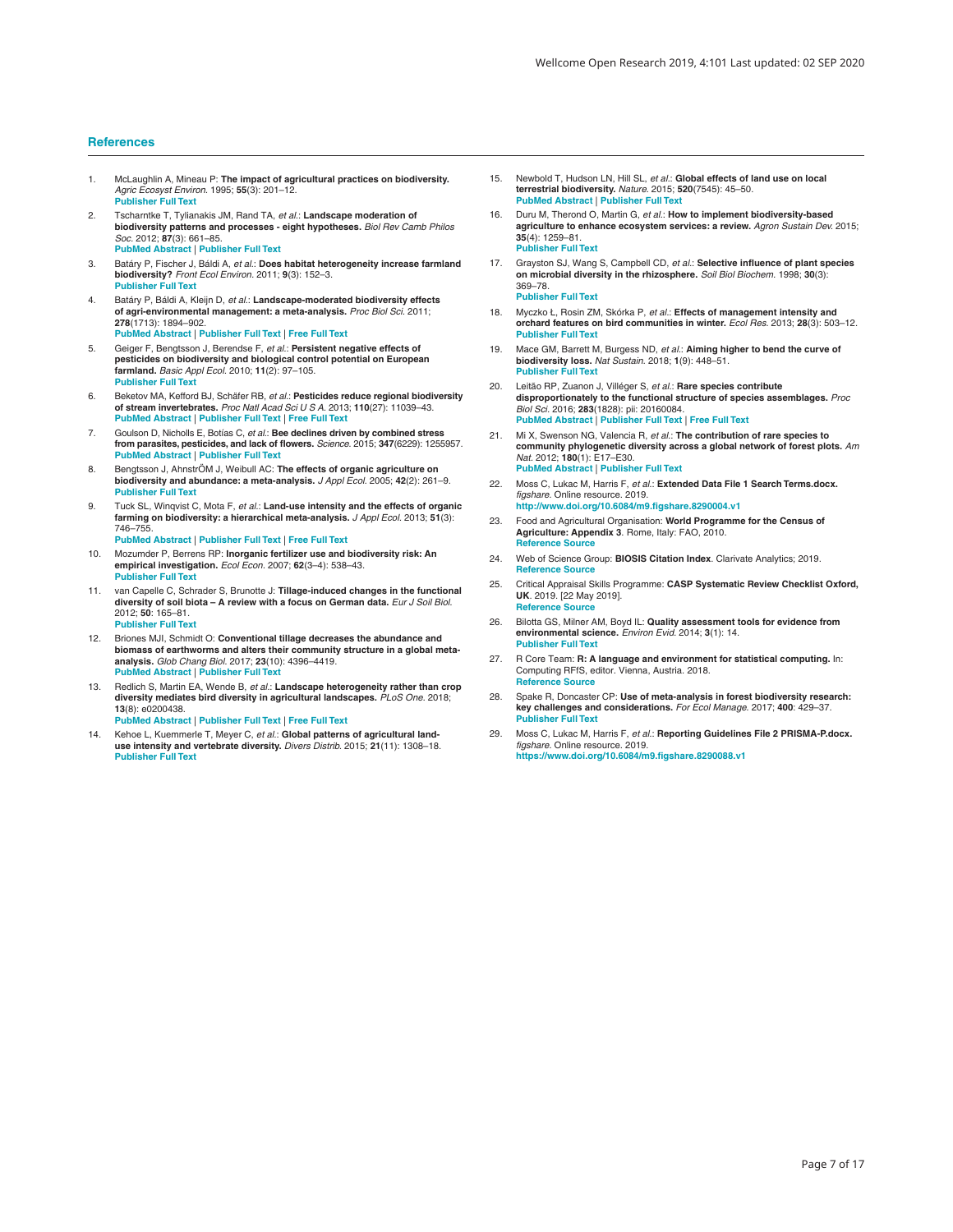## References

1. McLaughlin A, Mineau P: **The impact of agricultural practices on biodiversity.** *Agric Ecosyst Environ.* 1995; **55**(3): 201–12.
**Publisher Full Text**

2. Tscharntke T, Tylianakis JM, Rand TA, *et al.*: **Landscape moderation of biodiversity patterns and processes - eight hypotheses.** *Biol Rev Camb Philos Soc.* 2012; **87**(3): 661–85.
**PubMed Abstract** | **Publisher Full Text**

3. Batáry P, Fischer J, Báldi A, *et al.*: **Does habitat heterogeneity increase farmland biodiversity?** *Front Ecol Environ.* 2011; **9**(3): 152–3.
**Publisher Full Text**

4. Batáry P, Báldi A, Kleijn D, *et al.*: **Landscape-moderated biodiversity effects of agri-environmental management: a meta-analysis.** *Proc Biol Sci.* 2011; **278**(1713): 1894–902.
**PubMed Abstract** | **Publisher Full Text** | **Free Full Text**

5. Geiger F, Bengtsson J, Berendse F, *et al.*: **Persistent negative effects of pesticides on biodiversity and biological control potential on European farmland.** *Basic Appl Ecol.* 2010; **11**(2): 97–105.
**Publisher Full Text**

6. Beketov MA, Kefford BJ, Schäfer RB, *et al.*: **Pesticides reduce regional biodiversity of stream invertebrates.** *Proc Natl Acad Sci U S A.* 2013; **110**(27): 11039–43.
**PubMed Abstract** | **Publisher Full Text** | **Free Full Text**

7. Goulson D, Nicholls E, Botías C, *et al.*: **Bee declines driven by combined stress from parasites, pesticides, and lack of flowers.** *Science.* 2015; **347**(6229): 1255957.
**PubMed Abstract** | **Publisher Full Text**

8. Bengtsson J, AhnstrÖM J, Weibull AC: **The effects of organic agriculture on biodiversity and abundance: a meta-analysis.** *J Appl Ecol.* 2005; **42**(2): 261–9.
**Publisher Full Text**

9. Tuck SL, Winqvist C, Mota F, *et al.*: **Land-use intensity and the effects of organic farming on biodiversity: a hierarchical meta-analysis.** *J Appl Ecol.* 2013; **51**(3): 746–755.
**PubMed Abstract** | **Publisher Full Text** | **Free Full Text**

10. Mozumder P, Berrens RP: **Inorganic fertilizer use and biodiversity risk: An empirical investigation.** *Ecol Econ.* 2007; **62**(3–4): 538–43.
**Publisher Full Text**

11. van Capelle C, Schrader S, Brunotte J: **Tillage-induced changes in the functional diversity of soil biota – A review with a focus on German data.** *Eur J Soil Biol.* 2012; **50**: 165–81.
**Publisher Full Text**

12. Briones MJI, Schmidt O: **Conventional tillage decreases the abundance and biomass of earthworms and alters their community structure in a global meta-analysis.** *Glob Chang Biol.* 2017; **23**(10): 4396–4419.
**PubMed Abstract** | **Publisher Full Text**

13. Redlich S, Martin EA, Wende B, *et al.*: **Landscape heterogeneity rather than crop diversity mediates bird diversity in agricultural landscapes.** *PLoS One.* 2018; **13**(8): e0200438.
**PubMed Abstract** | **Publisher Full Text** | **Free Full Text**

14. Kehoe L, Kuemmerle T, Meyer C, *et al.*: **Global patterns of agricultural land-use intensity and vertebrate diversity.** *Divers Distrib.* 2015; **21**(11): 1308–18.
**Publisher Full Text**

15. Newbold T, Hudson LN, Hill SL, *et al.*: **Global effects of land use on local terrestrial biodiversity.** *Nature.* 2015; **520**(7545): 45–50.
**PubMed Abstract** | **Publisher Full Text**

16. Duru M, Therond O, Martin G, *et al.*: **How to implement biodiversity-based agriculture to enhance ecosystem services: a review.** *Agron Sustain Dev.* 2015; **35**(4): 1259–81.
**Publisher Full Text**

17. Grayston SJ, Wang S, Campbell CD, *et al.*: **Selective influence of plant species on microbial diversity in the rhizosphere.** *Soil Biol Biochem.* 1998; **30**(3): 369–78.
**Publisher Full Text**

18. Myczko Ł, Rosin ZM, Skórka P, *et al.*: **Effects of management intensity and orchard features on bird communities in winter.** *Ecol Res.* 2013; **28**(3): 503–12.
**Publisher Full Text**

19. Mace GM, Barrett M, Burgess ND, *et al.*: **Aiming higher to bend the curve of biodiversity loss.** *Nat Sustain.* 2018; **1**(9): 448–51.
**Publisher Full Text**

20. Leitão RP, Zuanon J, Villéger S, *et al.*: **Rare species contribute disproportionately to the functional structure of species assemblages.** *Proc Biol Sci.* 2016; **283**(1828): pii: 20160084.
**PubMed Abstract** | **Publisher Full Text** | **Free Full Text**

21. Mi X, Swenson NG, Valencia R, *et al.*: **The contribution of rare species to community phylogenetic diversity across a global network of forest plots.** *Am Nat.* 2012; **180**(1): E17–E30.
**PubMed Abstract** | **Publisher Full Text**

22. Moss C, Lukac M, Harris F, *et al.*: **Extended Data File 1 Search Terms.docx.** *figshare.* Online resource. 2019.
**http://www.doi.org/10.6084/m9.figshare.8290004.v1**

23. Food and Agricultural Organisation: **World Programme for the Census of Agriculture: Appendix 3**. Rome, Italy: FAO, 2010.
**Reference Source**

24. Web of Science Group: **BIOSIS Citation Index**. Clarivate Analytics; 2019.
**Reference Source**

25. Critical Appraisal Skills Programme: **CASP Systematic Review Checklist Oxford, UK**. 2019. [22 May 2019].
**Reference Source**

26. Bilotta GS, Milner AM, Boyd IL: **Quality assessment tools for evidence from environmental science.** *Environ Evid.* 2014; **3**(1): 14.
**Publisher Full Text**

27. R Core Team: **R: A language and environment for statistical computing.** In: Computing RFfS, editor. Vienna, Austria. 2018.
**Reference Source**

28. Spake R, Doncaster CP: **Use of meta-analysis in forest biodiversity research: key challenges and considerations.** *For Ecol Manage.* 2017; **400**: 429–37.
**Publisher Full Text**

29. Moss C, Lukac M, Harris F, *et al.*: **Reporting Guidelines File 2 PRISMA-P.docx.** *figshare.* Online resource. 2019.
**https://www.doi.org/10.6084/m9.figshare.8290088.v1**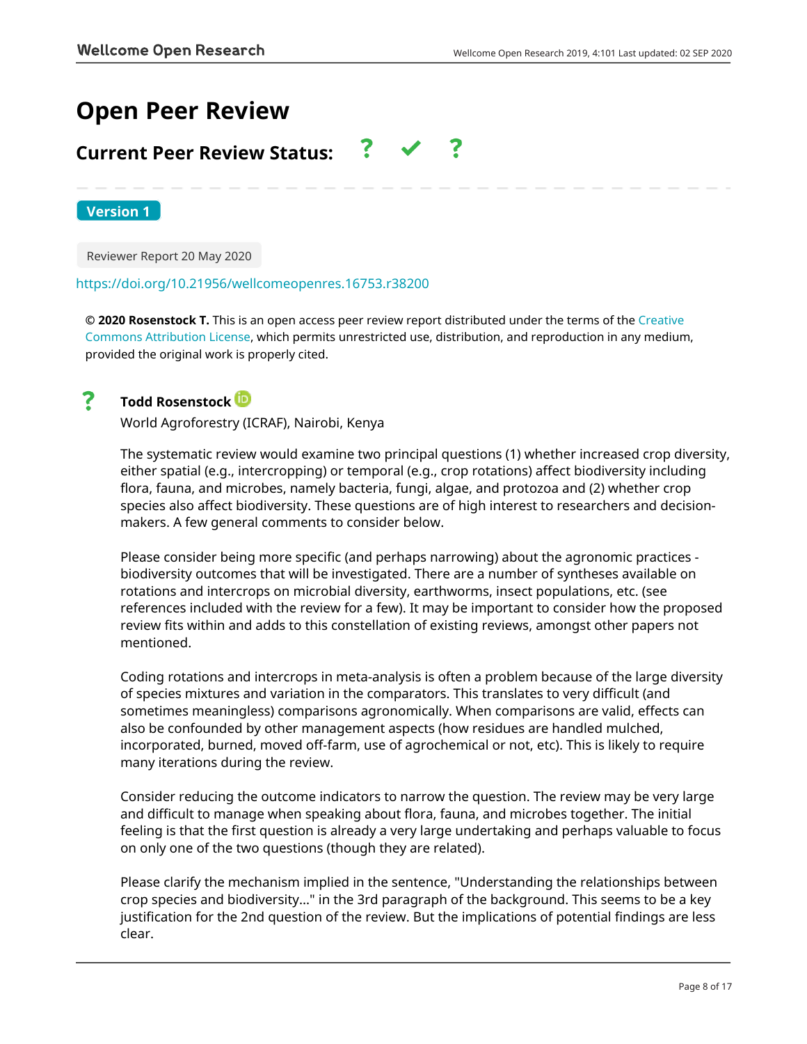# Open Peer Review

## Current Peer Review Status: ? ✔ ?

**Version 1**

Reviewer Report 20 May 2020

https://doi.org/10.21956/wellcomeopenres.16753.r38200

**© 2020 Rosenstock T.** This is an open access peer review report distributed under the terms of the Creative Commons Attribution License, which permits unrestricted use, distribution, and reproduction in any medium, provided the original work is properly cited.

? **Todd Rosenstock**

World Agroforestry (ICRAF), Nairobi, Kenya

The systematic review would examine two principal questions (1) whether increased crop diversity, either spatial (e.g., intercropping) or temporal (e.g., crop rotations) affect biodiversity including flora, fauna, and microbes, namely bacteria, fungi, algae, and protozoa and (2) whether crop species also affect biodiversity. These questions are of high interest to researchers and decision-makers. A few general comments to consider below.

Please consider being more specific (and perhaps narrowing) about the agronomic practices - biodiversity outcomes that will be investigated. There are a number of syntheses available on rotations and intercrops on microbial diversity, earthworms, insect populations, etc. (see references included with the review for a few). It may be important to consider how the proposed review fits within and adds to this constellation of existing reviews, amongst other papers not mentioned.

Coding rotations and intercrops in meta-analysis is often a problem because of the large diversity of species mixtures and variation in the comparators. This translates to very difficult (and sometimes meaningless) comparisons agronomically. When comparisons are valid, effects can also be confounded by other management aspects (how residues are handled mulched, incorporated, burned, moved off-farm, use of agrochemical or not, etc). This is likely to require many iterations during the review.

Consider reducing the outcome indicators to narrow the question. The review may be very large and difficult to manage when speaking about flora, fauna, and microbes together. The initial feeling is that the first question is already a very large undertaking and perhaps valuable to focus on only one of the two questions (though they are related).

Please clarify the mechanism implied in the sentence, "Understanding the relationships between crop species and biodiversity..." in the 3rd paragraph of the background. This seems to be a key justification for the 2nd question of the review. But the implications of potential findings are less clear.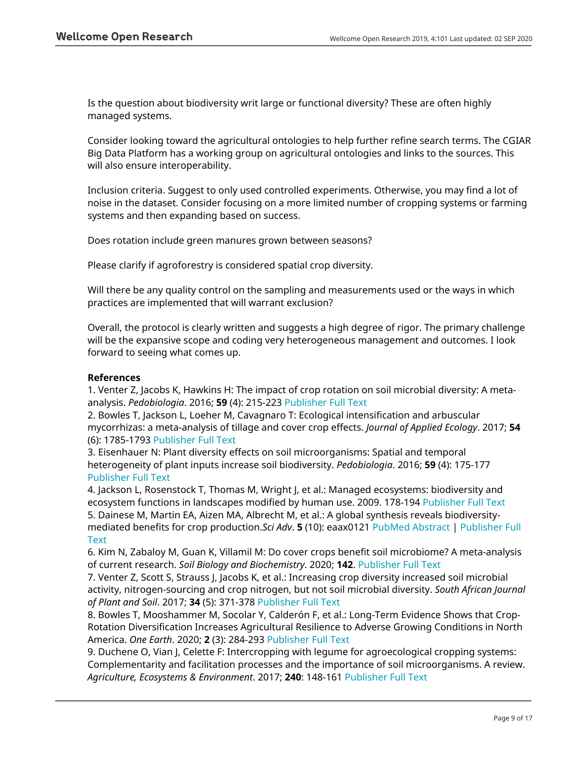Is the question about biodiversity writ large or functional diversity? These are often highly managed systems.

Consider looking toward the agricultural ontologies to help further refine search terms. The CGIAR Big Data Platform has a working group on agricultural ontologies and links to the sources. This will also ensure interoperability.

Inclusion criteria. Suggest to only used controlled experiments. Otherwise, you may find a lot of noise in the dataset. Consider focusing on a more limited number of cropping systems or farming systems and then expanding based on success.

Does rotation include green manures grown between seasons?

Please clarify if agroforestry is considered spatial crop diversity.

Will there be any quality control on the sampling and measurements used or the ways in which practices are implemented that will warrant exclusion?

Overall, the protocol is clearly written and suggests a high degree of rigor. The primary challenge will be the expansive scope and coding very heterogeneous management and outcomes. I look forward to seeing what comes up.

**References**

1. Venter Z, Jacobs K, Hawkins H: The impact of crop rotation on soil microbial diversity: A meta-analysis. *Pedobiologia*. 2016; **59** (4): 215-223 Publisher Full Text
2. Bowles T, Jackson L, Loeher M, Cavagnaro T: Ecological intensification and arbuscular mycorrhizas: a meta-analysis of tillage and cover crop effects. *Journal of Applied Ecology*. 2017; **54** (6): 1785-1793 Publisher Full Text
3. Eisenhauer N: Plant diversity effects on soil microorganisms: Spatial and temporal heterogeneity of plant inputs increase soil biodiversity. *Pedobiologia*. 2016; **59** (4): 175-177 Publisher Full Text
4. Jackson L, Rosenstock T, Thomas M, Wright J, et al.: Managed ecosystems: biodiversity and ecosystem functions in landscapes modified by human use. 2009. 178-194 Publisher Full Text
5. Dainese M, Martin EA, Aizen MA, Albrecht M, et al.: A global synthesis reveals biodiversity-mediated benefits for crop production.*Sci Adv*. **5** (10): eaax0121 PubMed Abstract | Publisher Full Text
6. Kim N, Zabaloy M, Guan K, Villamil M: Do cover crops benefit soil microbiome? A meta-analysis of current research. *Soil Biology and Biochemistry*. 2020; **142**. Publisher Full Text
7. Venter Z, Scott S, Strauss J, Jacobs K, et al.: Increasing crop diversity increased soil microbial activity, nitrogen-sourcing and crop nitrogen, but not soil microbial diversity. *South African Journal of Plant and Soil*. 2017; **34** (5): 371-378 Publisher Full Text
8. Bowles T, Mooshammer M, Socolar Y, Calderón F, et al.: Long-Term Evidence Shows that Crop-Rotation Diversification Increases Agricultural Resilience to Adverse Growing Conditions in North America. *One Earth*. 2020; **2** (3): 284-293 Publisher Full Text
9. Duchene O, Vian J, Celette F: Intercropping with legume for agroecological cropping systems: Complementarity and facilitation processes and the importance of soil microorganisms. A review. *Agriculture, Ecosystems & Environment*. 2017; **240**: 148-161 Publisher Full Text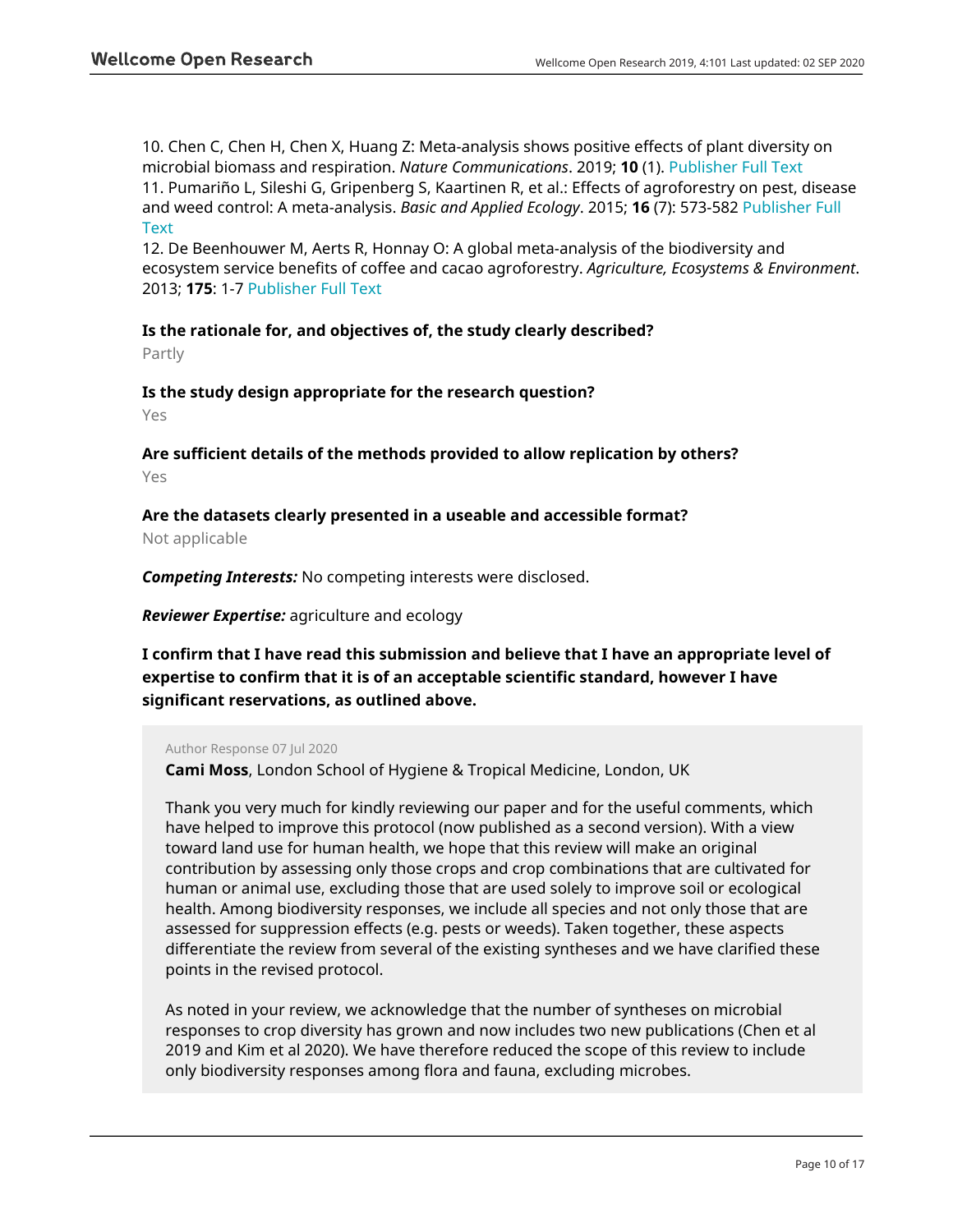10. Chen C, Chen H, Chen X, Huang Z: Meta-analysis shows positive effects of plant diversity on microbial biomass and respiration. *Nature Communications*. 2019; **10** (1). Publisher Full Text
11. Pumariño L, Sileshi G, Gripenberg S, Kaartinen R, et al.: Effects of agroforestry on pest, disease and weed control: A meta-analysis. *Basic and Applied Ecology*. 2015; **16** (7): 573-582 Publisher Full Text
12. De Beenhouwer M, Aerts R, Honnay O: A global meta-analysis of the biodiversity and ecosystem service benefits of coffee and cacao agroforestry. *Agriculture, Ecosystems & Environment*. 2013; **175**: 1-7 Publisher Full Text

**Is the rationale for, and objectives of, the study clearly described?**

Partly

**Is the study design appropriate for the research question?**

Yes

**Are sufficient details of the methods provided to allow replication by others?**

Yes

**Are the datasets clearly presented in a useable and accessible format?**

Not applicable

***Competing Interests:*** No competing interests were disclosed.

***Reviewer Expertise:*** agriculture and ecology

**I confirm that I have read this submission and believe that I have an appropriate level of expertise to confirm that it is of an acceptable scientific standard, however I have significant reservations, as outlined above.**

Author Response 07 Jul 2020

**Cami Moss**, London School of Hygiene & Tropical Medicine, London, UK

Thank you very much for kindly reviewing our paper and for the useful comments, which have helped to improve this protocol (now published as a second version). With a view toward land use for human health, we hope that this review will make an original contribution by assessing only those crops and crop combinations that are cultivated for human or animal use, excluding those that are used solely to improve soil or ecological health. Among biodiversity responses, we include all species and not only those that are assessed for suppression effects (e.g. pests or weeds). Taken together, these aspects differentiate the review from several of the existing syntheses and we have clarified these points in the revised protocol.

As noted in your review, we acknowledge that the number of syntheses on microbial responses to crop diversity has grown and now includes two new publications (Chen et al 2019 and Kim et al 2020). We have therefore reduced the scope of this review to include only biodiversity responses among flora and fauna, excluding microbes.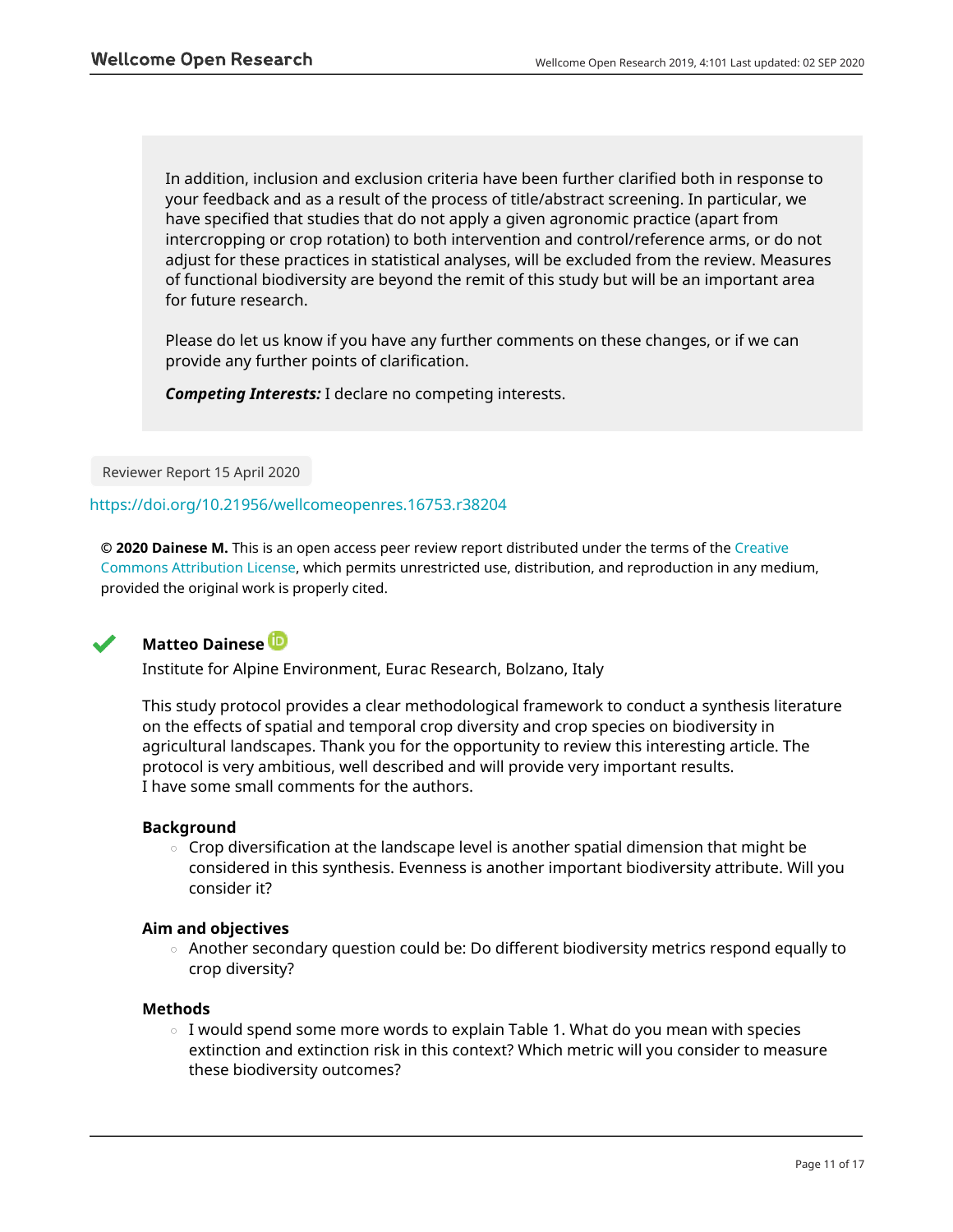In addition, inclusion and exclusion criteria have been further clarified both in response to your feedback and as a result of the process of title/abstract screening. In particular, we have specified that studies that do not apply a given agronomic practice (apart from intercropping or crop rotation) to both intervention and control/reference arms, or do not adjust for these practices in statistical analyses, will be excluded from the review. Measures of functional biodiversity are beyond the remit of this study but will be an important area for future research.

Please do let us know if you have any further comments on these changes, or if we can provide any further points of clarification.

***Competing Interests:*** I declare no competing interests.

Reviewer Report 15 April 2020

https://doi.org/10.21956/wellcomeopenres.16753.r38204

**© 2020 Dainese M.** This is an open access peer review report distributed under the terms of the Creative Commons Attribution License, which permits unrestricted use, distribution, and reproduction in any medium, provided the original work is properly cited.

### Matteo Dainese

Institute for Alpine Environment, Eurac Research, Bolzano, Italy

This study protocol provides a clear methodological framework to conduct a synthesis literature on the effects of spatial and temporal crop diversity and crop species on biodiversity in agricultural landscapes. Thank you for the opportunity to review this interesting article. The protocol is very ambitious, well described and will provide very important results.
I have some small comments for the authors.

**Background**

- Crop diversification at the landscape level is another spatial dimension that might be considered in this synthesis. Evenness is another important biodiversity attribute. Will you consider it?

**Aim and objectives**

- Another secondary question could be: Do different biodiversity metrics respond equally to crop diversity?

**Methods**

- I would spend some more words to explain Table 1. What do you mean with species extinction and extinction risk in this context? Which metric will you consider to measure these biodiversity outcomes?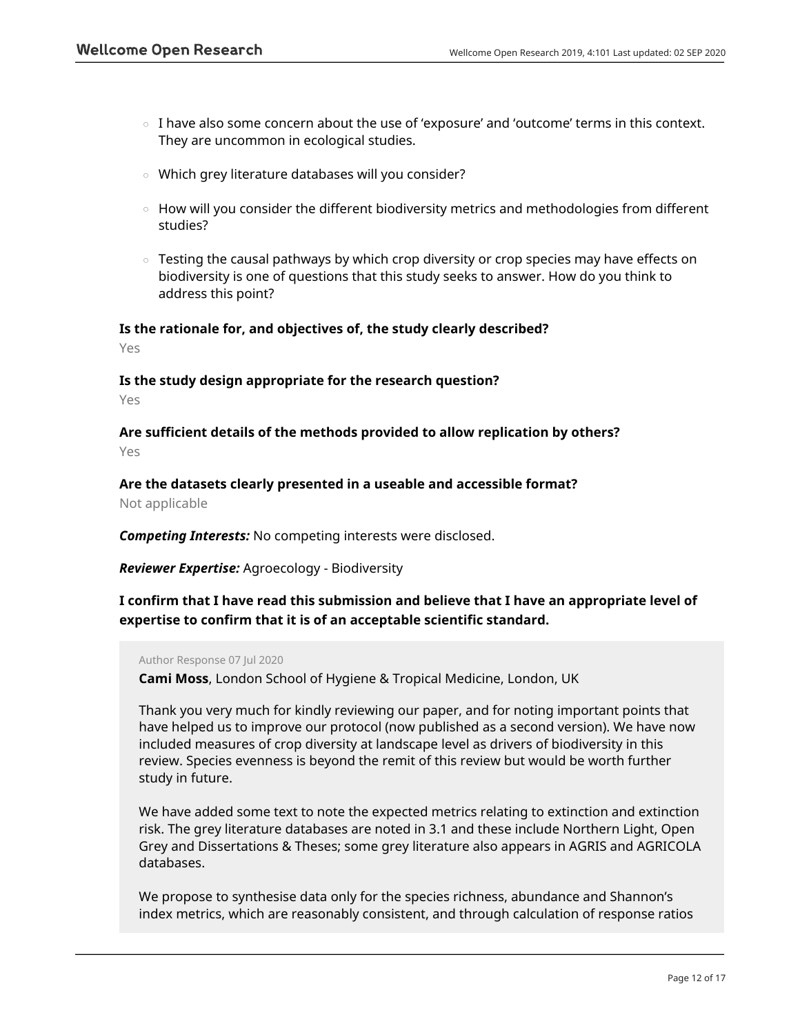- I have also some concern about the use of 'exposure' and 'outcome' terms in this context. They are uncommon in ecological studies.
- Which grey literature databases will you consider?
- How will you consider the different biodiversity metrics and methodologies from different studies?
- Testing the causal pathways by which crop diversity or crop species may have effects on biodiversity is one of questions that this study seeks to answer. How do you think to address this point?

**Is the rationale for, and objectives of, the study clearly described?**

Yes

**Is the study design appropriate for the research question?**

Yes

**Are sufficient details of the methods provided to allow replication by others?**

Yes

**Are the datasets clearly presented in a useable and accessible format?**

Not applicable

***Competing Interests:*** No competing interests were disclosed.

***Reviewer Expertise:*** Agroecology - Biodiversity

**I confirm that I have read this submission and believe that I have an appropriate level of expertise to confirm that it is of an acceptable scientific standard.**

Author Response 07 Jul 2020

**Cami Moss**, London School of Hygiene & Tropical Medicine, London, UK

Thank you very much for kindly reviewing our paper, and for noting important points that have helped us to improve our protocol (now published as a second version). We have now included measures of crop diversity at landscape level as drivers of biodiversity in this review. Species evenness is beyond the remit of this review but would be worth further study in future.

We have added some text to note the expected metrics relating to extinction and extinction risk. The grey literature databases are noted in 3.1 and these include Northern Light, Open Grey and Dissertations & Theses; some grey literature also appears in AGRIS and AGRICOLA databases.

We propose to synthesise data only for the species richness, abundance and Shannon's index metrics, which are reasonably consistent, and through calculation of response ratios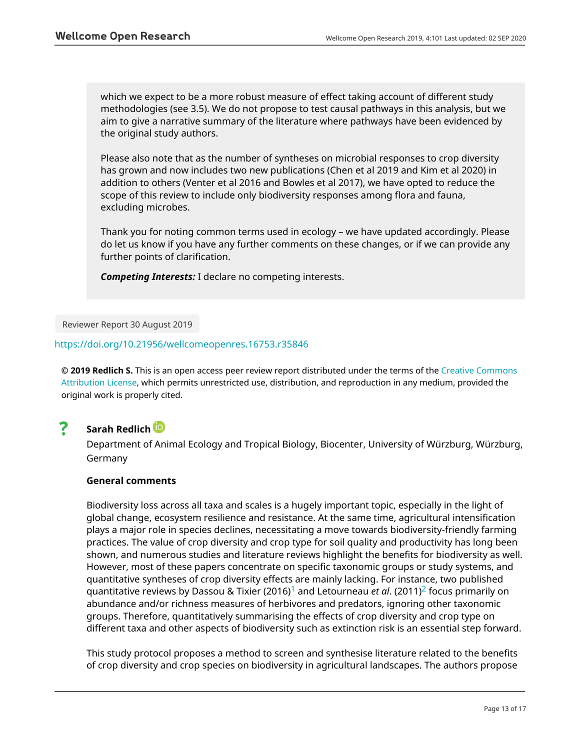which we expect to be a more robust measure of effect taking account of different study methodologies (see 3.5). We do not propose to test causal pathways in this analysis, but we aim to give a narrative summary of the literature where pathways have been evidenced by the original study authors.

Please also note that as the number of syntheses on microbial responses to crop diversity has grown and now includes two new publications (Chen et al 2019 and Kim et al 2020) in addition to others (Venter et al 2016 and Bowles et al 2017), we have opted to reduce the scope of this review to include only biodiversity responses among flora and fauna, excluding microbes.

Thank you for noting common terms used in ecology – we have updated accordingly. Please do let us know if you have any further comments on these changes, or if we can provide any further points of clarification.

***Competing Interests:*** I declare no competing interests.

Reviewer Report 30 August 2019

https://doi.org/10.21956/wellcomeopenres.16753.r35846

**© 2019 Redlich S.** This is an open access peer review report distributed under the terms of the Creative Commons Attribution License, which permits unrestricted use, distribution, and reproduction in any medium, provided the original work is properly cited.

? **Sarah Redlich**

Department of Animal Ecology and Tropical Biology, Biocenter, University of Würzburg, Würzburg, Germany

**General comments**

Biodiversity loss across all taxa and scales is a hugely important topic, especially in the light of global change, ecosystem resilience and resistance. At the same time, agricultural intensification plays a major role in species declines, necessitating a move towards biodiversity-friendly farming practices. The value of crop diversity and crop type for soil quality and productivity has long been shown, and numerous studies and literature reviews highlight the benefits for biodiversity as well. However, most of these papers concentrate on specific taxonomic groups or study systems, and quantitative syntheses of crop diversity effects are mainly lacking. For instance, two published quantitative reviews by Dassou & Tixier (2016)[1] and Letourneau *et al*. (2011)[2] focus primarily on abundance and/or richness measures of herbivores and predators, ignoring other taxonomic groups. Therefore, quantitatively summarising the effects of crop diversity and crop type on different taxa and other aspects of biodiversity such as extinction risk is an essential step forward.

This study protocol proposes a method to screen and synthesise literature related to the benefits of crop diversity and crop species on biodiversity in agricultural landscapes. The authors propose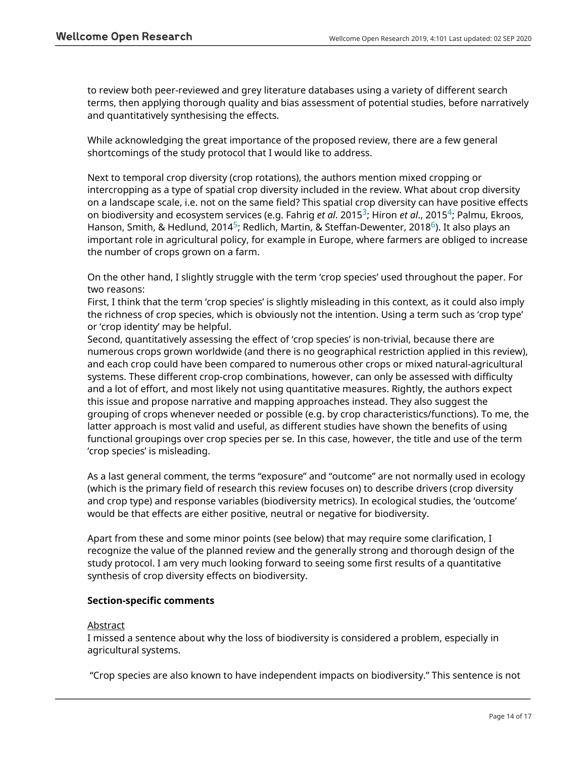to review both peer-reviewed and grey literature databases using a variety of different search terms, then applying thorough quality and bias assessment of potential studies, before narratively and quantitatively synthesising the effects.

While acknowledging the great importance of the proposed review, there are a few general shortcomings of the study protocol that I would like to address.

Next to temporal crop diversity (crop rotations), the authors mention mixed cropping or intercropping as a type of spatial crop diversity included in the review. What about crop diversity on a landscape scale, i.e. not on the same field? This spatial crop diversity can have positive effects on biodiversity and ecosystem services (e.g. Fahrig *et al*. 2015[3]; Hiron *et al*., 2015[4]; Palmu, Ekroos, Hanson, Smith, & Hedlund, 2014[5]; Redlich, Martin, & Steffan-Dewenter, 2018[6]). It also plays an important role in agricultural policy, for example in Europe, where farmers are obliged to increase the number of crops grown on a farm.

On the other hand, I slightly struggle with the term 'crop species' used throughout the paper. For two reasons:
First, I think that the term 'crop species' is slightly misleading in this context, as it could also imply the richness of crop species, which is obviously not the intention. Using a term such as 'crop type' or 'crop identity' may be helpful.
Second, quantitatively assessing the effect of 'crop species' is non-trivial, because there are numerous crops grown worldwide (and there is no geographical restriction applied in this review), and each crop could have been compared to numerous other crops or mixed natural-agricultural systems. These different crop-crop combinations, however, can only be assessed with difficulty and a lot of effort, and most likely not using quantitative measures. Rightly, the authors expect this issue and propose narrative and mapping approaches instead. They also suggest the grouping of crops whenever needed or possible (e.g. by crop characteristics/functions). To me, the latter approach is most valid and useful, as different studies have shown the benefits of using functional groupings over crop species per se. In this case, however, the title and use of the term 'crop species' is misleading.

As a last general comment, the terms "exposure" and "outcome" are not normally used in ecology (which is the primary field of research this review focuses on) to describe drivers (crop diversity and crop type) and response variables (biodiversity metrics). In ecological studies, the 'outcome' would be that effects are either positive, neutral or negative for biodiversity.

Apart from these and some minor points (see below) that may require some clarification, I recognize the value of the planned review and the generally strong and thorough design of the study protocol. I am very much looking forward to seeing some first results of a quantitative synthesis of crop diversity effects on biodiversity.

**Section-specific comments**

Abstract
I missed a sentence about why the loss of biodiversity is considered a problem, especially in agricultural systems.

"Crop species are also known to have independent impacts on biodiversity." This sentence is not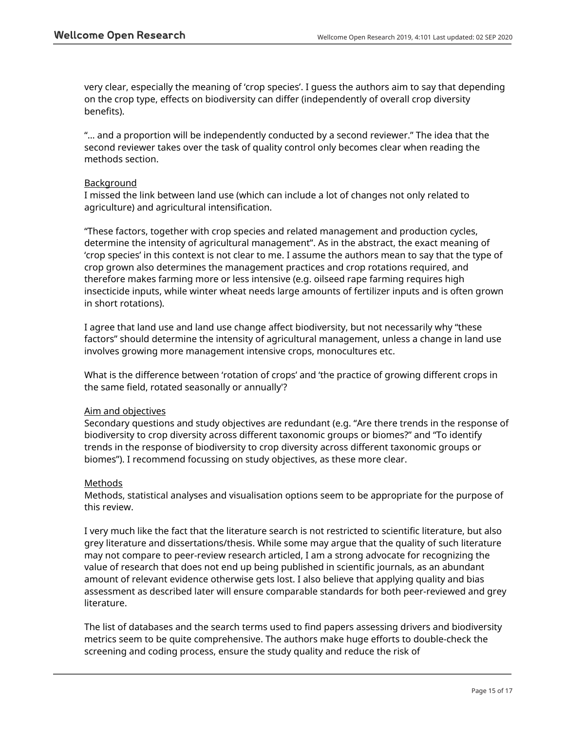very clear, especially the meaning of ‘crop species’. I guess the authors aim to say that depending on the crop type, effects on biodiversity can differ (independently of overall crop diversity benefits).

“... and a proportion will be independently conducted by a second reviewer.” The idea that the second reviewer takes over the task of quality control only becomes clear when reading the methods section.

Background

I missed the link between land use (which can include a lot of changes not only related to agriculture) and agricultural intensification.

“These factors, together with crop species and related management and production cycles, determine the intensity of agricultural management”. As in the abstract, the exact meaning of ‘crop species’ in this context is not clear to me. I assume the authors mean to say that the type of crop grown also determines the management practices and crop rotations required, and therefore makes farming more or less intensive (e.g. oilseed rape farming requires high insecticide inputs, while winter wheat needs large amounts of fertilizer inputs and is often grown in short rotations).

I agree that land use and land use change affect biodiversity, but not necessarily why “these factors” should determine the intensity of agricultural management, unless a change in land use involves growing more management intensive crops, monocultures etc.

What is the difference between ‘rotation of crops’ and ‘the practice of growing different crops in the same field, rotated seasonally or annually'?

Aim and objectives

Secondary questions and study objectives are redundant (e.g. “Are there trends in the response of biodiversity to crop diversity across different taxonomic groups or biomes?” and “To identify trends in the response of biodiversity to crop diversity across different taxonomic groups or biomes”). I recommend focussing on study objectives, as these more clear.

Methods

Methods, statistical analyses and visualisation options seem to be appropriate for the purpose of this review.

I very much like the fact that the literature search is not restricted to scientific literature, but also grey literature and dissertations/thesis. While some may argue that the quality of such literature may not compare to peer-review research articled, I am a strong advocate for recognizing the value of research that does not end up being published in scientific journals, as an abundant amount of relevant evidence otherwise gets lost. I also believe that applying quality and bias assessment as described later will ensure comparable standards for both peer-reviewed and grey literature.

The list of databases and the search terms used to find papers assessing drivers and biodiversity metrics seem to be quite comprehensive. The authors make huge efforts to double-check the screening and coding process, ensure the study quality and reduce the risk of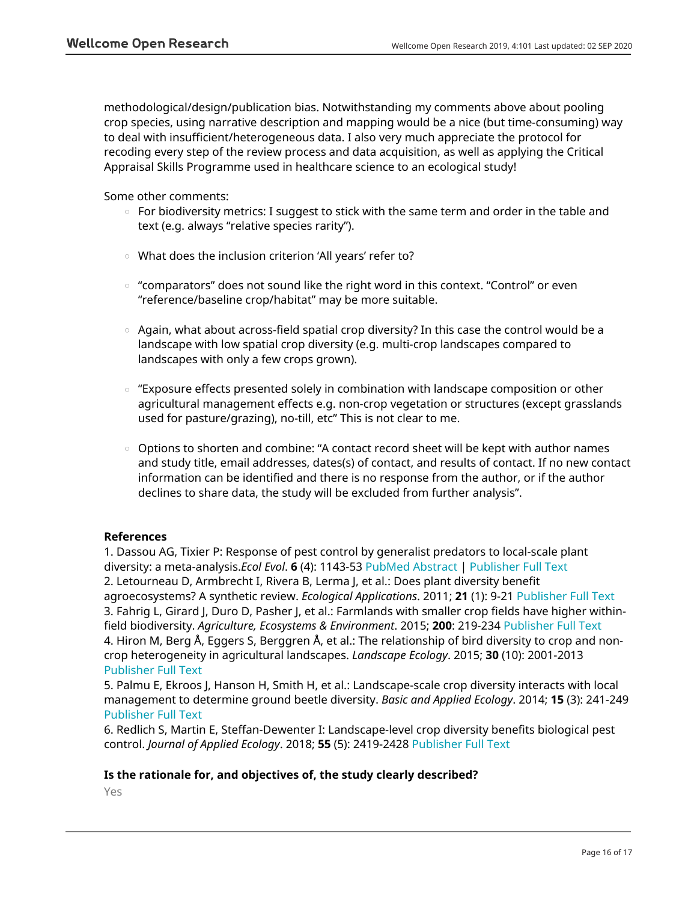methodological/design/publication bias. Notwithstanding my comments above about pooling crop species, using narrative description and mapping would be a nice (but time-consuming) way to deal with insufficient/heterogeneous data. I also very much appreciate the protocol for recoding every step of the review process and data acquisition, as well as applying the Critical Appraisal Skills Programme used in healthcare science to an ecological study!

Some other comments:

- For biodiversity metrics: I suggest to stick with the same term and order in the table and text (e.g. always "relative species rarity").
- What does the inclusion criterion 'All years' refer to?
- "comparators" does not sound like the right word in this context. "Control" or even "reference/baseline crop/habitat" may be more suitable.
- Again, what about across-field spatial crop diversity? In this case the control would be a landscape with low spatial crop diversity (e.g. multi-crop landscapes compared to landscapes with only a few crops grown).
- "Exposure effects presented solely in combination with landscape composition or other agricultural management effects e.g. non-crop vegetation or structures (except grasslands used for pasture/grazing), no-till, etc" This is not clear to me.
- Options to shorten and combine: "A contact record sheet will be kept with author names and study title, email addresses, dates(s) of contact, and results of contact. If no new contact information can be identified and there is no response from the author, or if the author declines to share data, the study will be excluded from further analysis".

**References**

1. Dassou AG, Tixier P: Response of pest control by generalist predators to local-scale plant diversity: a meta-analysis.*Ecol Evol*. **6** (4): 1143-53 PubMed Abstract | Publisher Full Text
2. Letourneau D, Armbrecht I, Rivera B, Lerma J, et al.: Does plant diversity benefit agroecosystems? A synthetic review. *Ecological Applications*. 2011; **21** (1): 9-21 Publisher Full Text
3. Fahrig L, Girard J, Duro D, Pasher J, et al.: Farmlands with smaller crop fields have higher within-field biodiversity. *Agriculture, Ecosystems & Environment*. 2015; **200**: 219-234 Publisher Full Text
4. Hiron M, Berg Å, Eggers S, Berggren Å, et al.: The relationship of bird diversity to crop and non-crop heterogeneity in agricultural landscapes. *Landscape Ecology*. 2015; **30** (10): 2001-2013 Publisher Full Text
5. Palmu E, Ekroos J, Hanson H, Smith H, et al.: Landscape-scale crop diversity interacts with local management to determine ground beetle diversity. *Basic and Applied Ecology*. 2014; **15** (3): 241-249 Publisher Full Text
6. Redlich S, Martin E, Steffan-Dewenter I: Landscape-level crop diversity benefits biological pest control. *Journal of Applied Ecology*. 2018; **55** (5): 2419-2428 Publisher Full Text

**Is the rationale for, and objectives of, the study clearly described?**

Yes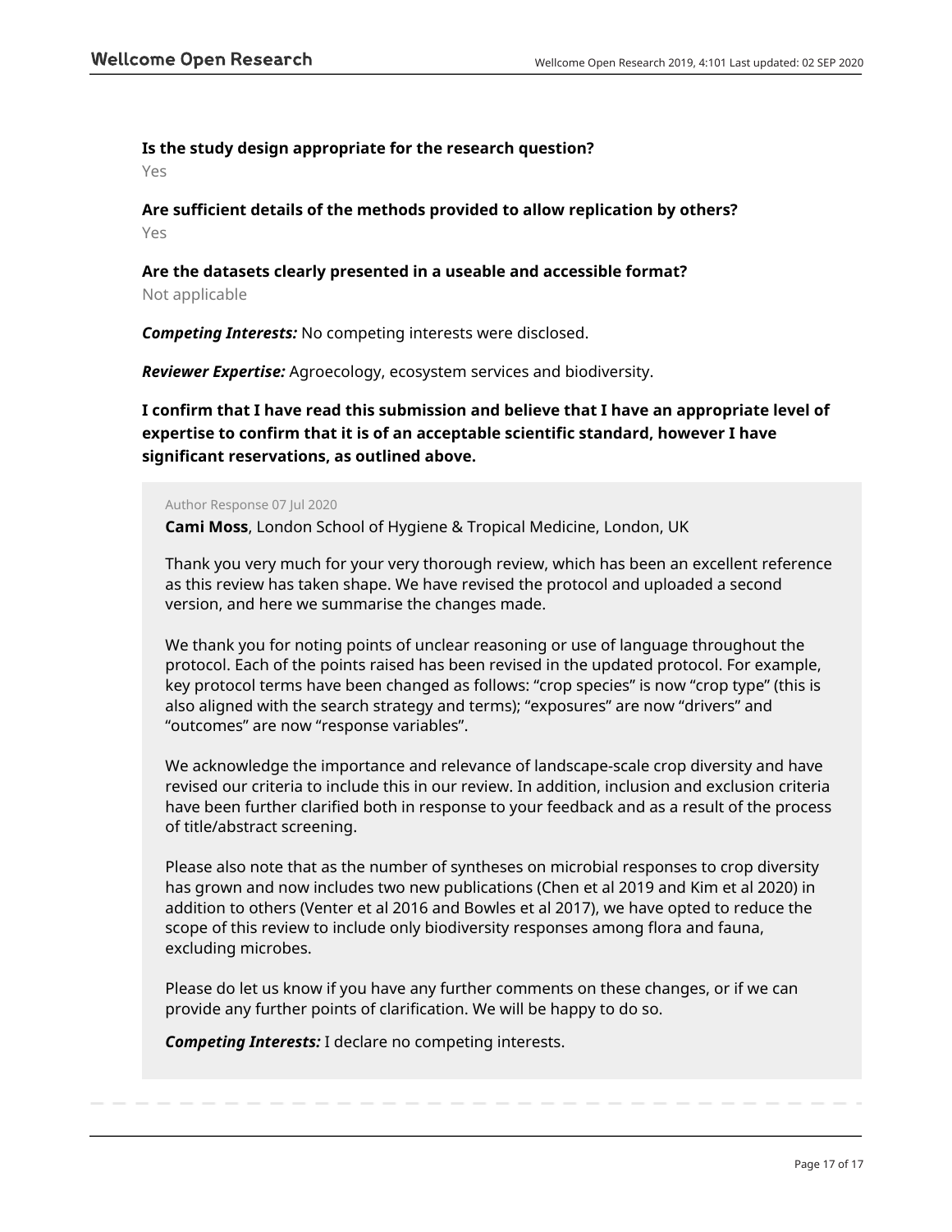**Is the study design appropriate for the research question?**

Yes

**Are sufficient details of the methods provided to allow replication by others?**

Yes

**Are the datasets clearly presented in a useable and accessible format?**

Not applicable

***Competing Interests:*** No competing interests were disclosed.

***Reviewer Expertise:*** Agroecology, ecosystem services and biodiversity.

**I confirm that I have read this submission and believe that I have an appropriate level of expertise to confirm that it is of an acceptable scientific standard, however I have significant reservations, as outlined above.**

Author Response 07 Jul 2020

**Cami Moss**, London School of Hygiene & Tropical Medicine, London, UK

Thank you very much for your very thorough review, which has been an excellent reference as this review has taken shape. We have revised the protocol and uploaded a second version, and here we summarise the changes made.

We thank you for noting points of unclear reasoning or use of language throughout the protocol. Each of the points raised has been revised in the updated protocol. For example, key protocol terms have been changed as follows: "crop species" is now "crop type" (this is also aligned with the search strategy and terms); "exposures" are now "drivers" and "outcomes" are now "response variables".

We acknowledge the importance and relevance of landscape-scale crop diversity and have revised our criteria to include this in our review. In addition, inclusion and exclusion criteria have been further clarified both in response to your feedback and as a result of the process of title/abstract screening.

Please also note that as the number of syntheses on microbial responses to crop diversity has grown and now includes two new publications (Chen et al 2019 and Kim et al 2020) in addition to others (Venter et al 2016 and Bowles et al 2017), we have opted to reduce the scope of this review to include only biodiversity responses among flora and fauna, excluding microbes.

Please do let us know if you have any further comments on these changes, or if we can provide any further points of clarification. We will be happy to do so.

***Competing Interests:*** I declare no competing interests.